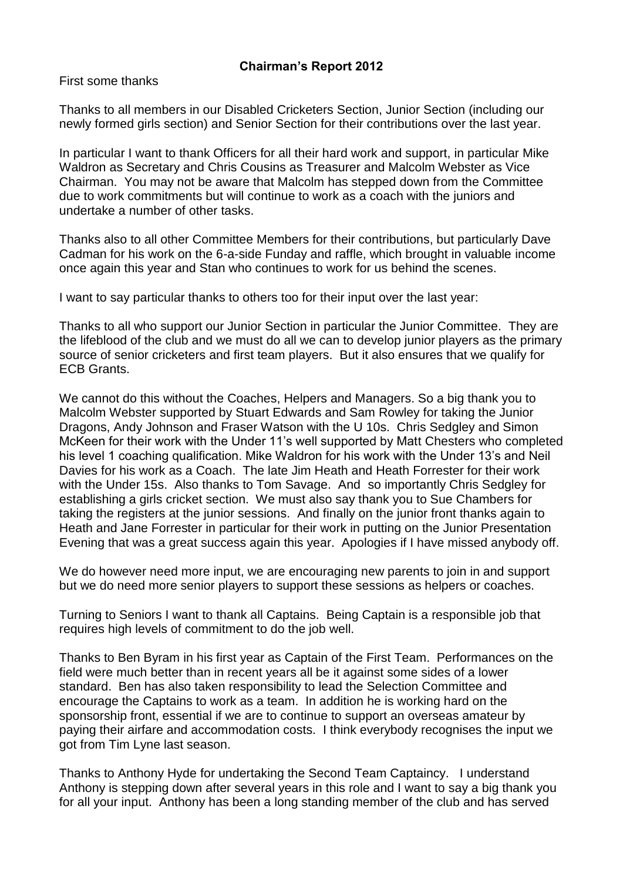## Chairman's Report 2012

First some thanks

Thanks to all members in our Disabled Cricketers Section, Junior Section (including our newly formed girls section) and Senior Section for their contributions over the last year.

In particular I want to thank Officers for all their hard work and support, in particular Mike Waldron as Secretary and Chris Cousins as Treasurer and Malcolm Webster as Vice Chairman. You may not be aware that Malcolm has stepped down from the Committee due to work commitments but will continue to work as a coach with the juniors and undertake a number of other tasks.

Thanks also to all other Committee Members for their contributions, but particularly Dave Cadman for his work on the 6-a-side Funday and raffle, which brought in valuable income once again this year and Stan who continues to work for us behind the scenes.

I want to say particular thanks to others too for their input over the last year:

Thanks to all who support our Junior Section in particular the Junior Committee. They are the lifeblood of the club and we must do all we can to develop junior players as the primary source of senior cricketers and first team players. But it also ensures that we qualify for ECB Grants.

We cannot do this without the Coaches, Helpers and Managers. So a big thank you to Malcolm Webster supported by Stuart Edwards and Sam Rowley for taking the Junior Dragons, Andy Johnson and Fraser Watson with the U 10s. Chris Sedgley and Simon McKeen for their work with the Under 11's well supported by Matt Chesters who completed his level 1 coaching qualification. Mike Waldron for his work with the Under 13's and Neil Davies for his work as a Coach. The late Jim Heath and Heath Forrester for their work with the Under 15s. Also thanks to Tom Savage. And so importantly Chris Sedgley for establishing a girls cricket section. We must also say thank you to Sue Chambers for taking the registers at the junior sessions. And finally on the junior front thanks again to Heath and Jane Forrester in particular for their work in putting on the Junior Presentation Evening that was a great success again this year. Apologies if I have missed anybody off.

We do however need more input, we are encouraging new parents to join in and support but we do need more senior players to support these sessions as helpers or coaches.

Turning to Seniors I want to thank all Captains. Being Captain is a responsible job that requires high levels of commitment to do the job well.

Thanks to Ben Byram in his first year as Captain of the First Team. Performances on the field were much better than in recent years all be it against some sides of a lower standard. Ben has also taken responsibility to lead the Selection Committee and encourage the Captains to work as a team. In addition he is working hard on the sponsorship front, essential if we are to continue to support an overseas amateur by paying their airfare and accommodation costs. I think everybody recognises the input we got from Tim Lyne last season.

Thanks to Anthony Hyde for undertaking the Second Team Captaincy. I understand Anthony is stepping down after several years in this role and I want to say a big thank you for all your input. Anthony has been a long standing member of the club and has served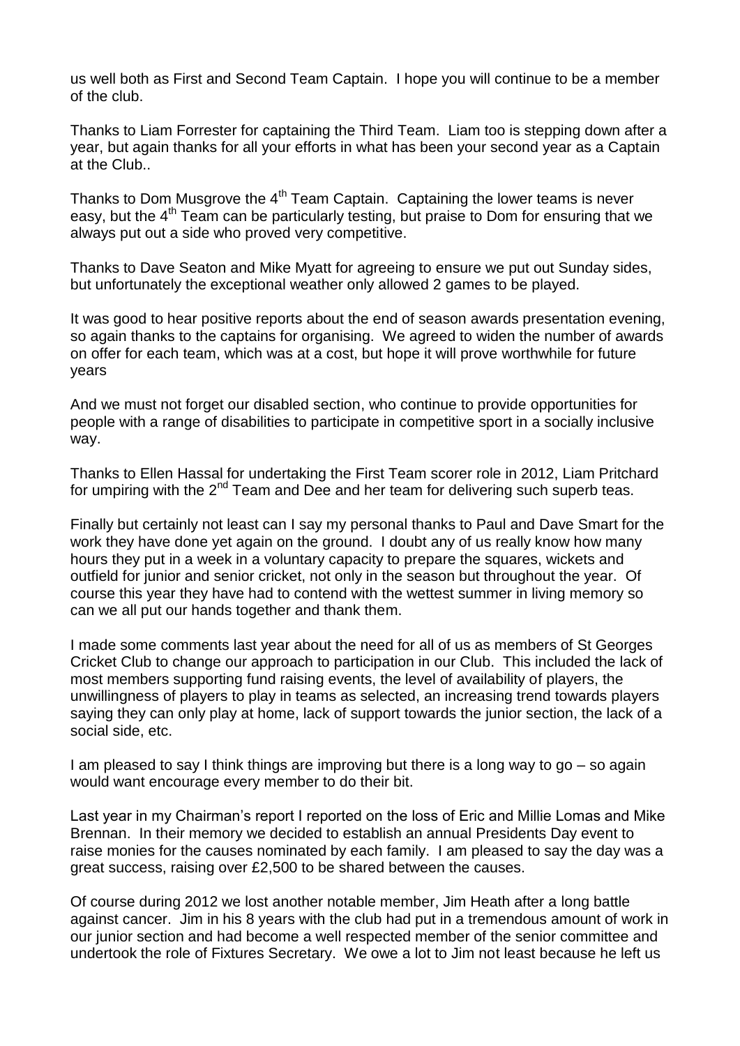us well both as First and Second Team Captain. I hope you will continue to be a member of the club.

Thanks to Liam Forrester for captaining the Third Team. Liam too is stepping down after a year, but again thanks for all your efforts in what has been your second year as a Captain at the Club..

Thanks to Dom Musgrove the 4th Team Captain. Captaining the lower teams is never easy, but the 4th Team can be particularly testing, but praise to Dom for ensuring that we always put out a side who proved very competitive.

Thanks to Dave Seaton and Mike Myatt for agreeing to ensure we put out Sunday sides, but unfortunately the exceptional weather only allowed 2 games to be played.

It was good to hear positive reports about the end of season awards presentation evening, so again thanks to the captains for organising. We agreed to widen the number of awards on offer for each team, which was at a cost, but hope it will prove worthwhile for future years

And we must not forget our disabled section, who continue to provide opportunities for people with a range of disabilities to participate in competitive sport in a socially inclusive way.

Thanks to Ellen Hassal for undertaking the First Team scorer role in 2012, Liam Pritchard for umpiring with the 2nd Team and Dee and her team for delivering such superb teas.

Finally but certainly not least can I say my personal thanks to Paul and Dave Smart for the work they have done yet again on the ground. I doubt any of us really know how many hours they put in a week in a voluntary capacity to prepare the squares, wickets and outfield for junior and senior cricket, not only in the season but throughout the year. Of course this year they have had to contend with the wettest summer in living memory so can we all put our hands together and thank them.

I made some comments last year about the need for all of us as members of St Georges Cricket Club to change our approach to participation in our Club. This included the lack of most members supporting fund raising events, the level of availability of players, the unwillingness of players to play in teams as selected, an increasing trend towards players saying they can only play at home, lack of support towards the junior section, the lack of a social side, etc.

I am pleased to say I think things are improving but there is a long way to go – so again would want encourage every member to do their bit.

Last year in my Chairman's report I reported on the loss of Eric and Millie Lomas and Mike Brennan. In their memory we decided to establish an annual Presidents Day event to raise monies for the causes nominated by each family. I am pleased to say the day was a great success, raising over £2,500 to be shared between the causes.

Of course during 2012 we lost another notable member, Jim Heath after a long battle against cancer. Jim in his 8 years with the club had put in a tremendous amount of work in our junior section and had become a well respected member of the senior committee and undertook the role of Fixtures Secretary. We owe a lot to Jim not least because he left us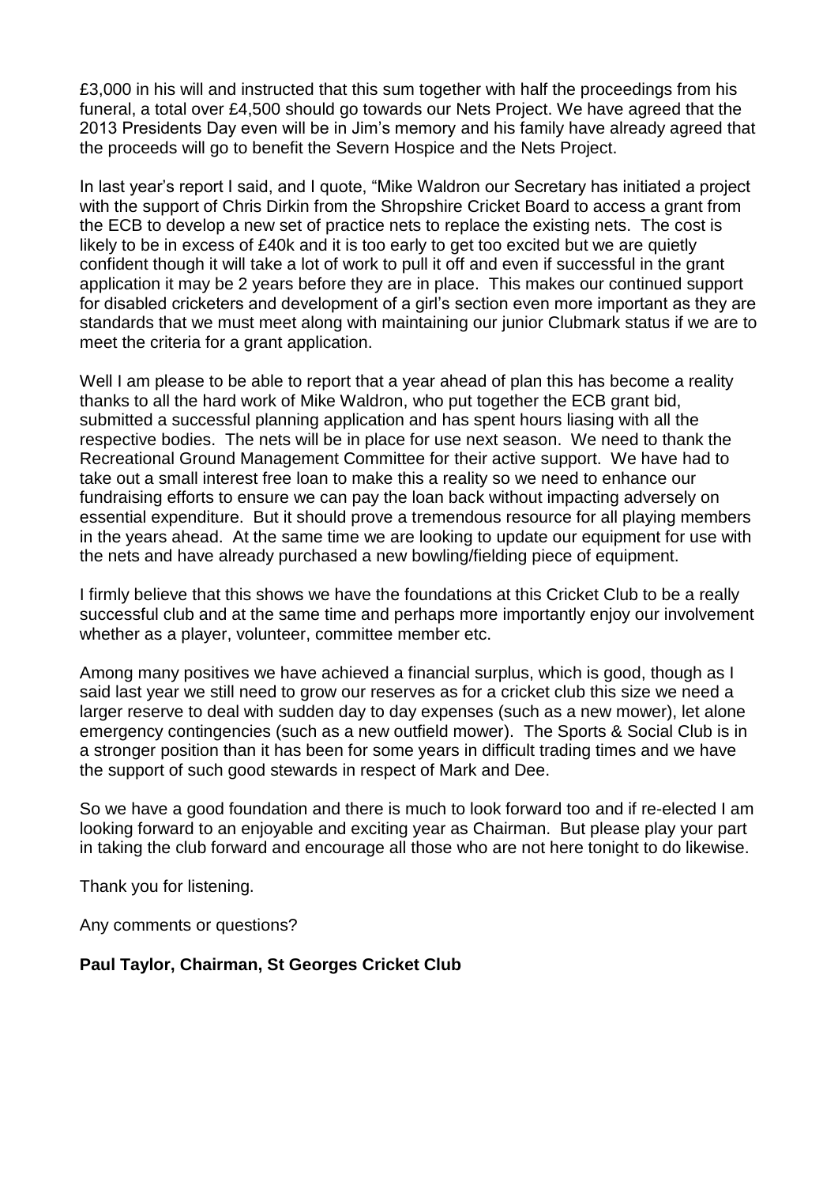£3,000 in his will and instructed that this sum together with half the proceedings from his funeral, a total over £4,500 should go towards our Nets Project. We have agreed that the 2013 Presidents Day even will be in Jim's memory and his family have already agreed that the proceeds will go to benefit the Severn Hospice and the Nets Project.

In last year's report I said, and I quote, "Mike Waldron our Secretary has initiated a project with the support of Chris Dirkin from the Shropshire Cricket Board to access a grant from the ECB to develop a new set of practice nets to replace the existing nets. The cost is likely to be in excess of £40k and it is too early to get too excited but we are quietly confident though it will take a lot of work to pull it off and even if successful in the grant application it may be 2 years before they are in place. This makes our continued support for disabled cricketers and development of a girl's section even more important as they are standards that we must meet along with maintaining our junior Clubmark status if we are to meet the criteria for a grant application.

Well I am please to be able to report that a year ahead of plan this has become a reality thanks to all the hard work of Mike Waldron, who put together the ECB grant bid, submitted a successful planning application and has spent hours liasing with all the respective bodies. The nets will be in place for use next season. We need to thank the Recreational Ground Management Committee for their active support. We have had to take out a small interest free loan to make this a reality so we need to enhance our fundraising efforts to ensure we can pay the loan back without impacting adversely on essential expenditure. But it should prove a tremendous resource for all playing members in the years ahead. At the same time we are looking to update our equipment for use with the nets and have already purchased a new bowling/fielding piece of equipment.

I firmly believe that this shows we have the foundations at this Cricket Club to be a really successful club and at the same time and perhaps more importantly enjoy our involvement whether as a player, volunteer, committee member etc.

Among many positives we have achieved a financial surplus, which is good, though as I said last year we still need to grow our reserves as for a cricket club this size we need a larger reserve to deal with sudden day to day expenses (such as a new mower), let alone emergency contingencies (such as a new outfield mower). The Sports & Social Club is in a stronger position than it has been for some years in difficult trading times and we have the support of such good stewards in respect of Mark and Dee.

So we have a good foundation and there is much to look forward too and if re-elected I am looking forward to an enjoyable and exciting year as Chairman. But please play your part in taking the club forward and encourage all those who are not here tonight to do likewise.

Thank you for listening.

Any comments or questions?

**Paul Taylor, Chairman, St Georges Cricket Club**